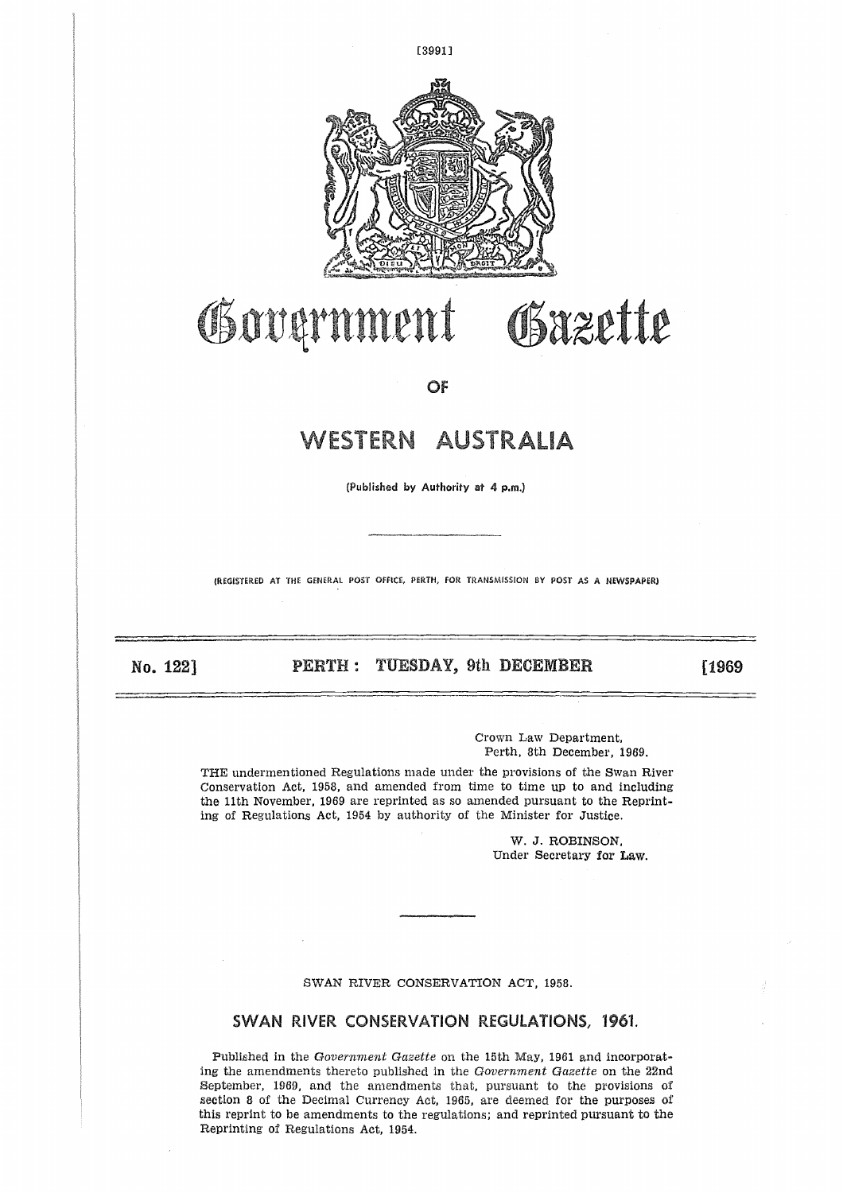# Government Gazette

OF

# WESTERN AUSTRALIA

(Published by Authority at 4 p.m.)

(REGISTERED AT THE GENERAL POST OFFICE, PERTH, FOR TRANSMISSION BY POST AS A NEWSPAPER)

**No. 122] PERTH: TUESDAY, 9th DECEMBER [1969**

Crown Law Department,
Perth, 8th December, 1969.

THE undermentioned Regulations made under the provisions of the Swan River Conservation Act, 1958, and amended from time to time up to and including the 11th November, 1969 are reprinted as so amended pursuant to the Reprinting of Regulations Act, 1954 by authority of the Minister for Justice.

W. J. ROBINSON,
Under Secretary for Law.

SWAN RIVER CONSERVATION ACT, 1958.

## SWAN RIVER CONSERVATION REGULATIONS, 1961.

Published in the *Government Gazette* on the 15th May, 1961 and incorporating the amendments thereto published in the *Government Gazette* on the 22nd September, 1969, and the amendments that, pursuant to the provisions of section 8 of the Decimal Currency Act, 1965, are deemed for the purposes of this reprint to be amendments to the regulations; and reprinted pursuant to the Reprinting of Regulations Act, 1954.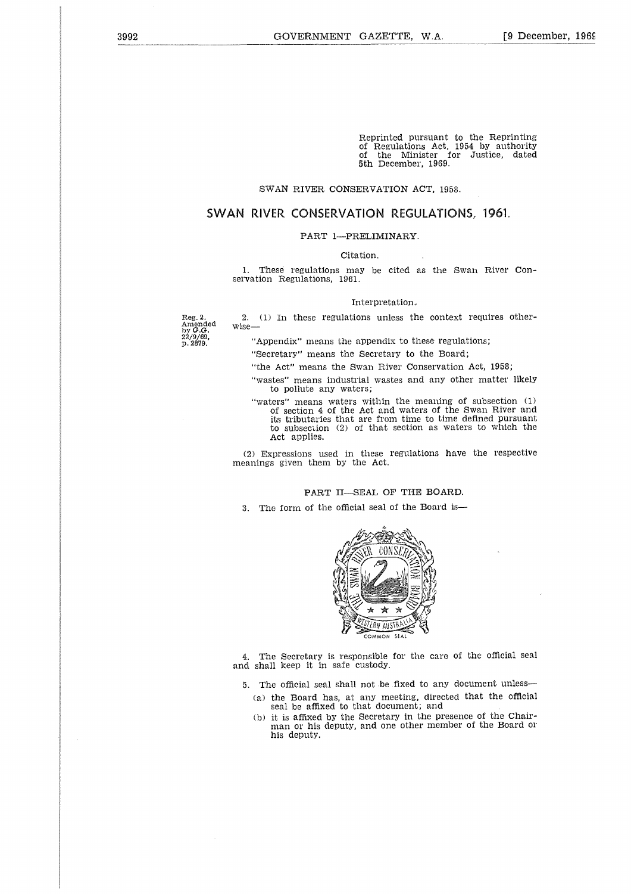Reprinted pursuant to the Reprinting of Regulations Act, 1954 by authority of the Minister for Justice, dated 5th December, 1969.

SWAN RIVER CONSERVATION ACT, 1958.

# SWAN RIVER CONSERVATION REGULATIONS, 1961.

## PART 1—PRELIMINARY.

### Citation.

1. These regulations may be cited as the Swan River Conservation Regulations, 1961.

### Interpretation.

Reg. 2. Amended by *G.G.* 22/9/69, p. 2879.

2. (1) In these regulations unless the context requires otherwise—

"Appendix" means the appendix to these regulations;

"Secretary" means the Secretary to the Board;

"the Act" means the Swan River Conservation Act, 1958;

"wastes" means industrial wastes and any other matter likely to pollute any waters;

"waters" means waters within the meaning of subsection (1) of section 4 of the Act and waters of the Swan River and its tributaries that are from time to time defined pursuant to subsection (2) of that section as waters to which the Act applies.

(2) Expressions used in these regulations have the respective meanings given them by the Act.

## PART II—SEAL OF THE BOARD.

3. The form of the official seal of the Board is—

4. The Secretary is responsible for the care of the official seal and shall keep it in safe custody.

5. The official seal shall not be fixed to any document unless—

(a) the Board has, at any meeting, directed that the official seal be affixed to that document; and

(b) it is affixed by the Secretary in the presence of the Chairman or his deputy, and one other member of the Board or his deputy.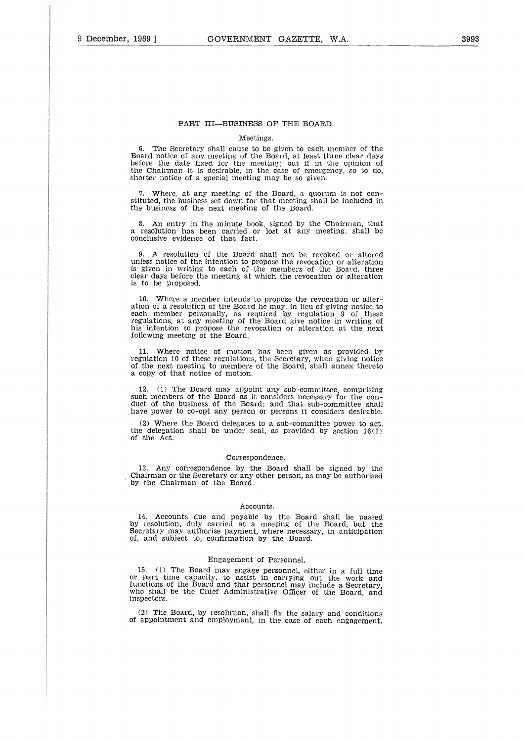## PART III—BUSINESS OF THE BOARD.

### Meetings.

6. The Secretary shall cause to be given to each member of the Board notice of any meeting of the Board, at least three clear days before the date fixed for the meeting; but if in the opinion of the Chairman it is desirable, in the case of emergency, so to do, shorter notice of a special meeting may be so given.

7. Where, at any meeting of the Board, a quorum is not constituted, the business set down for that meeting shall be included in the business of the next meeting of the Board.

8. An entry in the minute book, signed by the Chairman, that a resolution has been carried or lost at any meeting, shall be conclusive evidence of that fact.

9. A resolution of the Board shall not be revoked or altered unless notice of the intention to propose the revocation or alteration is given in writing to each of the members of the Board, three clear days before the meeting at which the revocation or alteration is to be proposed.

10. Where a member intends to propose the revocation or alteration of a resolution of the Board he may, in lieu of giving notice to each member personally, as required by regulation 9 of these regulations, at any meeting of the Board give notice in writing of his intention to propose the revocation or alteration at the next following meeting of the Board.

11. Where notice of motion has been given as provided by regulation 10 of these regulations, the Secretary, when giving notice of the next meeting to members of the Board, shall annex thereto a copy of that notice of motion.

12. (1) The Board may appoint any sub-committee, comprising such members of the Board as it considers necessary for the conduct of the business of the Board; and that sub-committee shall have power to co-opt any person or persons it considers desirable.

(2) Where the Board delegates to a sub-committee power to act, the delegation shall be under seal, as provided by section 16(1) of the Act.

### Correspondence.

13. Any correspondence by the Board shall be signed by the Chairman or the Secretary or any other person, as may be authorised by the Chairman of the Board.

### Accounts.

14. Accounts due and payable by the Board shall be passed by resolution, duly carried at a meeting of the Board, but the Secretary may authorise payment, where necessary, in anticipation of, and subject to, confirmation by the Board.

### Engagement of Personnel.

15. (1) The Board may engage personnel, either in a full time or part time capacity, to assist in carrying out the work and functions of the Board and that personnel may include a Secretary, who shall be the Chief Administrative Officer of the Board, and inspectors.

(2) The Board, by resolution, shall fix the salary and conditions of appointment and employment, in the case of each engagement.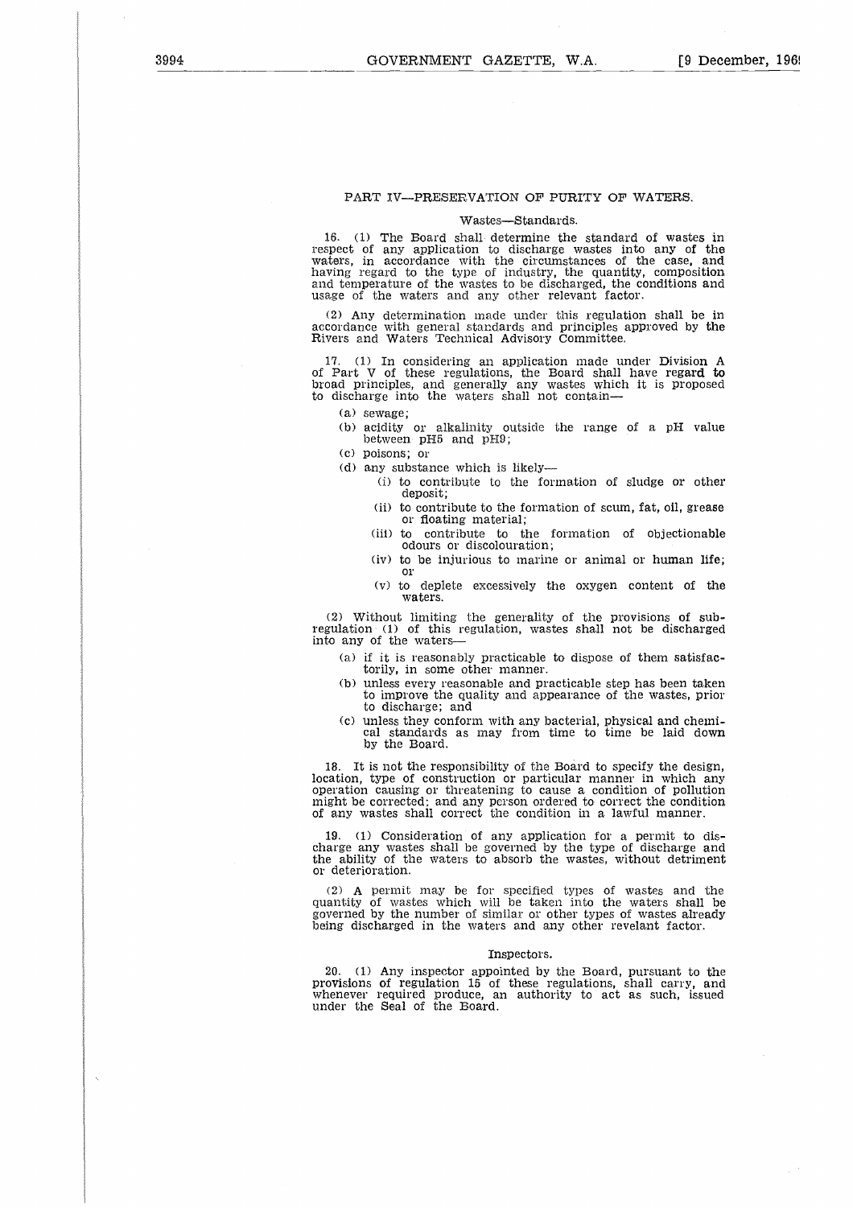## PART IV—PRESERVATION OF PURITY OF WATERS.

### Wastes—Standards.

16. (1) The Board shall determine the standard of wastes in respect of any application to discharge wastes into any of the waters, in accordance with the circumstances of the case, and having regard to the type of industry, the quantity, composition and temperature of the wastes to be discharged, the conditions and usage of the waters and any other relevant factor.

(2) Any determination made under this regulation shall be in accordance with general standards and principles approved by the Rivers and Waters Technical Advisory Committee.

17. (1) In considering an application made under Division A of Part V of these regulations, the Board shall have regard to broad principles, and generally any wastes which it is proposed to discharge into the waters shall not contain—

- (a) sewage;
- (b) acidity or alkalinity outside the range of a pH value between pH5 and pH9;
- (c) poisons; or
- (d) any substance which is likely—
  - (i) to contribute to the formation of sludge or other deposit;
  - (ii) to contribute to the formation of scum, fat, oil, grease or floating material;
  - (iii) to contribute to the formation of objectionable odours or discolouration;
  - (iv) to be injurious to marine or animal or human life; or
  - (v) to deplete excessively the oxygen content of the waters.

(2) Without limiting the generality of the provisions of subregulation (1) of this regulation, wastes shall not be discharged into any of the waters—

- (a) if it is reasonably practicable to dispose of them satisfactorily, in some other manner.
- (b) unless every reasonable and practicable step has been taken to improve the quality and appearance of the wastes, prior to discharge; and
- (c) unless they conform with any bacterial, physical and chemical standards as may from time to time be laid down by the Board.

18. It is not the responsibility of the Board to specify the design, location, type of construction or particular manner in which any operation causing or threatening to cause a condition of pollution might be corrected; and any person ordered to correct the condition of any wastes shall correct the condition in a lawful manner.

19. (1) Consideration of any application for a permit to discharge any wastes shall be governed by the type of discharge and the ability of the waters to absorb the wastes, without detriment or deterioration.

(2) A permit may be for specified types of wastes and the quantity of wastes which will be taken into the waters shall be governed by the number of similar or other types of wastes already being discharged in the waters and any other revelant factor.

### Inspectors.

20. (1) Any inspector appointed by the Board, pursuant to the provisions of regulation 15 of these regulations, shall carry, and whenever required produce, an authority to act as such, issued under the Seal of the Board.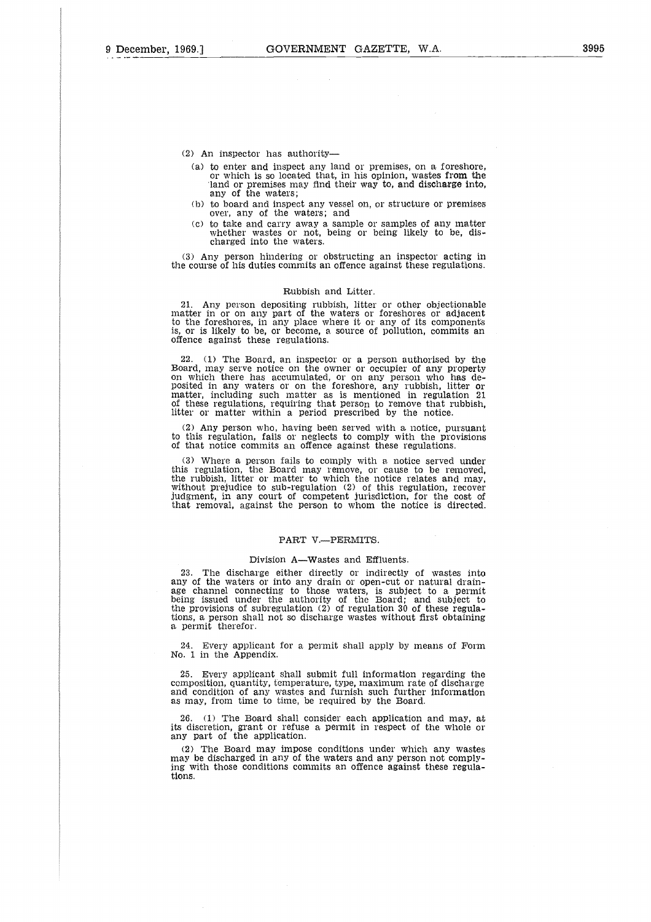(2) An inspector has authority—

(a) to enter and inspect any land or premises, on a foreshore, or which is so located that, in his opinion, wastes from the land or premises may find their way to, and discharge into, any of the waters;

(b) to board and inspect any vessel on, or structure or premises over, any of the waters; and

(c) to take and carry away a sample or samples of any matter whether wastes or not, being or being likely to be, discharged into the waters.

(3) Any person hindering or obstructing an inspector acting in the course of his duties commits an offence against these regulations.

### Rubbish and Litter.

21. Any person depositing rubbish, litter or other objectionable matter in or on any part of the waters or foreshores or adjacent to the foreshores, in any place where it or any of its components is, or is likely to be, or become, a source of pollution, commits an offence against these regulations.

22. (1) The Board, an inspector or a person authorised by the Board, may serve notice on the owner or occupier of any property on which there has accumulated, or on any person who has deposited in any waters or on the foreshore, any rubbish, litter or matter, including such matter as is mentioned in regulation 21 of these regulations, requiring that person to remove that rubbish, litter or matter within a period prescribed by the notice.

(2) Any person who, having been served with a notice, pursuant to this regulation, fails or neglects to comply with the provisions of that notice commits an offence against these regulations.

(3) Where a person fails to comply with a notice served under this regulation, the Board may remove, or cause to be removed, the rubbish, litter or matter to which the notice relates and may, without prejudice to sub-regulation (2) of this regulation, recover judgment, in any court of competent jurisdiction, for the cost of that removal, against the person to whom the notice is directed.

## PART V.—PERMITS.

### Division A—Wastes and Effluents.

23. The discharge either directly or indirectly of wastes into any of the waters or into any drain or open-cut or natural drainage channel connecting to those waters, is subject to a permit being issued under the authority of the Board; and subject to the provisions of subregulation (2) of regulation 30 of these regulations, a person shall not so discharge wastes without first obtaining a permit therefor.

24. Every applicant for a permit shall apply by means of Form No. 1 in the Appendix.

25. Every applicant shall submit full information regarding the composition, quantity, temperature, type, maximum rate of discharge and condition of any wastes and furnish such further information as may, from time to time, be required by the Board.

26. (1) The Board shall consider each application and may, at its discretion, grant or refuse a permit in respect of the whole or any part of the application.

(2) The Board may impose conditions under which any wastes may be discharged in any of the waters and any person not complying with those conditions commits an offence against these regulations.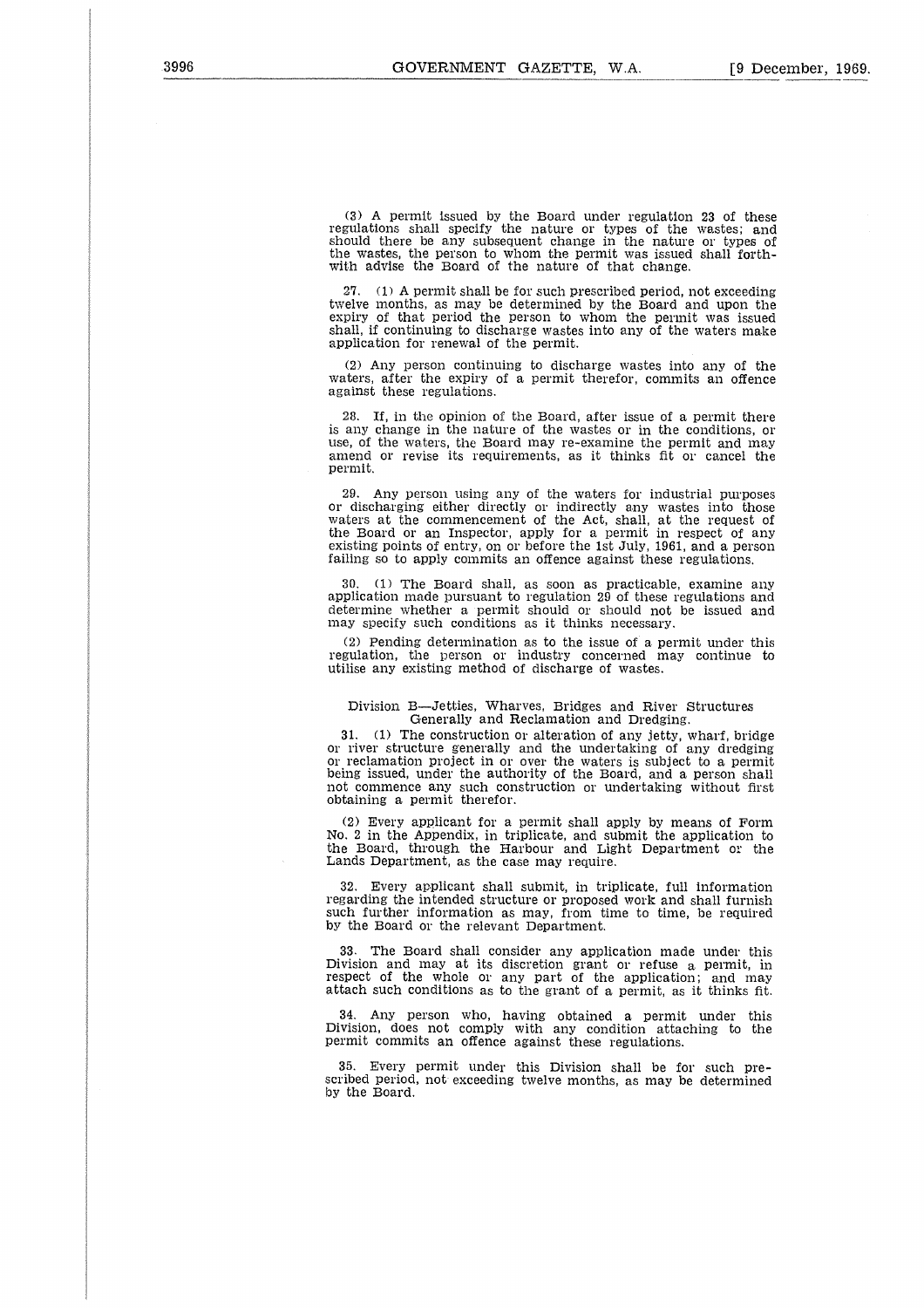(3) A permit issued by the Board under regulation 23 of these regulations shall specify the nature or types of the wastes; and should there be any subsequent change in the nature or types of the wastes, the person to whom the permit was issued shall forthwith advise the Board of the nature of that change.

27. (1) A permit shall be for such prescribed period, not exceeding twelve months, as may be determined by the Board and upon the expiry of that period the person to whom the permit was issued shall, if continuing to discharge wastes into any of the waters make application for renewal of the permit.

(2) Any person continuing to discharge wastes into any of the waters, after the expiry of a permit therefor, commits an offence against these regulations.

28. If, in the opinion of the Board, after issue of a permit there is any change in the nature of the wastes or in the conditions, or use, of the waters, the Board may re-examine the permit and may amend or revise its requirements, as it thinks fit or cancel the permit.

29. Any person using any of the waters for industrial purposes or discharging either directly or indirectly any wastes into those waters at the commencement of the Act, shall, at the request of the Board or an Inspector, apply for a permit in respect of any existing points of entry, on or before the 1st July, 1961, and a person failing so to apply commits an offence against these regulations.

30. (1) The Board shall, as soon as practicable, examine any application made pursuant to regulation 29 of these regulations and determine whether a permit should or should not be issued and may specify such conditions as it thinks necessary.

(2) Pending determination as to the issue of a permit under this regulation, the person or industry concerned may continue to utilise any existing method of discharge of wastes.

### Division B—Jetties, Wharves, Bridges and River Structures Generally and Reclamation and Dredging.

31. (1) The construction or alteration of any jetty, wharf, bridge or river structure generally and the undertaking of any dredging or reclamation project in or over the waters is subject to a permit being issued, under the authority of the Board, and a person shall not commence any such construction or undertaking without first obtaining a permit therefor.

(2) Every applicant for a permit shall apply by means of Form No. 2 in the Appendix, in triplicate, and submit the application to the Board, through the Harbour and Light Department or the Lands Department, as the case may require.

32. Every applicant shall submit, in triplicate, full information regarding the intended structure or proposed work and shall furnish such further information as may, from time to time, be required by the Board or the relevant Department.

33. The Board shall consider any application made under this Division and may at its discretion grant or refuse a permit, in respect of the whole or any part of the application; and may attach such conditions as to the grant of a permit, as it thinks fit.

34. Any person who, having obtained a permit under this Division, does not comply with any condition attaching to the permit commits an offence against these regulations.

35. Every permit under this Division shall be for such prescribed period, not exceeding twelve months, as may be determined by the Board.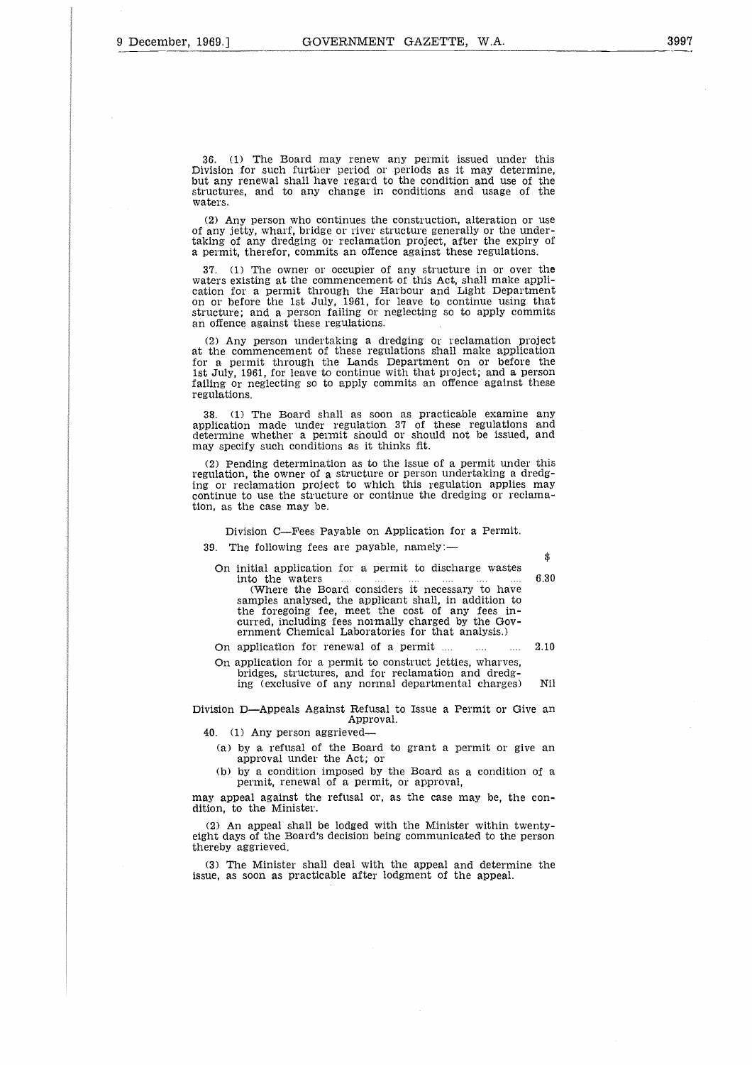36. (1) The Board may renew any permit issued under this Division for such further period or periods as it may determine, but any renewal shall have regard to the condition and use of the structures, and to any change in conditions and usage of the waters.

(2) Any person who continues the construction, alteration or use of any jetty, wharf, bridge or river structure generally or the undertaking of any dredging or reclamation project, after the expiry of a permit, therefor, commits an offence against these regulations.

37. (1) The owner or occupier of any structure in or over the waters existing at the commencement of this Act, shall make application for a permit through the Harbour and Light Department on or before the 1st July, 1961, for leave to continue using that structure; and a person failing or neglecting so to apply commits an offence against these regulations.

(2) Any person undertaking a dredging or reclamation project at the commencement of these regulations shall make application for a permit through the Lands Department on or before the 1st July, 1961, for leave to continue with that project; and a person failing or neglecting so to apply commits an offence against these regulations.

38. (1) The Board shall as soon as practicable examine any application made under regulation 37 of these regulations and determine whether a permit should or should not be issued, and may specify such conditions as it thinks fit.

(2) Pending determination as to the issue of a permit under this regulation, the owner of a structure or person undertaking a dredging or reclamation project to which this regulation applies may continue to use the structure or continue the dredging or reclamation, as the case may be.

Division C—Fees Payable on Application for a Permit.

39. The following fees are payable, namely:—

| | $ |
|---|---|
| On initial application for a permit to discharge wastes into the waters .... .... .... .... .... .... (Where the Board considers it necessary to have samples analysed, the applicant shall, in addition to the foregoing fee, meet the cost of any fees incurred, including fees normally charged by the Government Chemical Laboratories for that analysis.) | 6.30 |
| On application for renewal of a permit .... .... .... | 2.10 |
| On application for a permit to construct jetties, wharves, bridges, structures, and for reclamation and dredging (exclusive of any normal departmental charges) | Nil |

Division D—Appeals Against Refusal to Issue a Permit or Give an Approval.

40. (1) Any person aggrieved—

(a) by a refusal of the Board to grant a permit or give an approval under the Act; or

(b) by a condition imposed by the Board as a condition of a permit, renewal of a permit, or approval,

may appeal against the refusal or, as the case may be, the condition, to the Minister.

(2) An appeal shall be lodged with the Minister within twenty-eight days of the Board's decision being communicated to the person thereby aggrieved.

(3) The Minister shall deal with the appeal and determine the issue, as soon as practicable after lodgment of the appeal.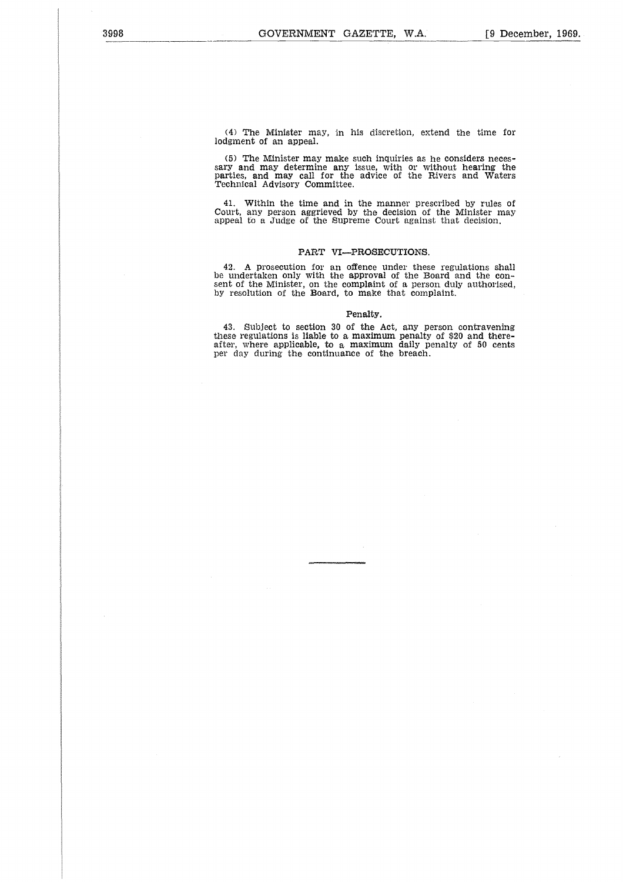(4) The Minister may, in his discretion, extend the time for lodgment of an appeal.

(5) The Minister may make such inquiries as he considers necessary and may determine any issue, with or without hearing the parties, and may call for the advice of the Rivers and Waters Technical Advisory Committee.

41. Within the time and in the manner prescribed by rules of Court, any person aggrieved by the decision of the Minister may appeal to a Judge of the Supreme Court against that decision.

## PART VI—PROSECUTIONS.

42. A prosecution for an offence under these regulations shall be undertaken only with the approval of the Board and the consent of the Minister, on the complaint of a person duly authorised, by resolution of the Board, to make that complaint.

### Penalty.

43. Subject to section 30 of the Act, any person contravening these regulations is liable to a maximum penalty of $20 and thereafter, where applicable, to a maximum daily penalty of 50 cents per day during the continuance of the breach.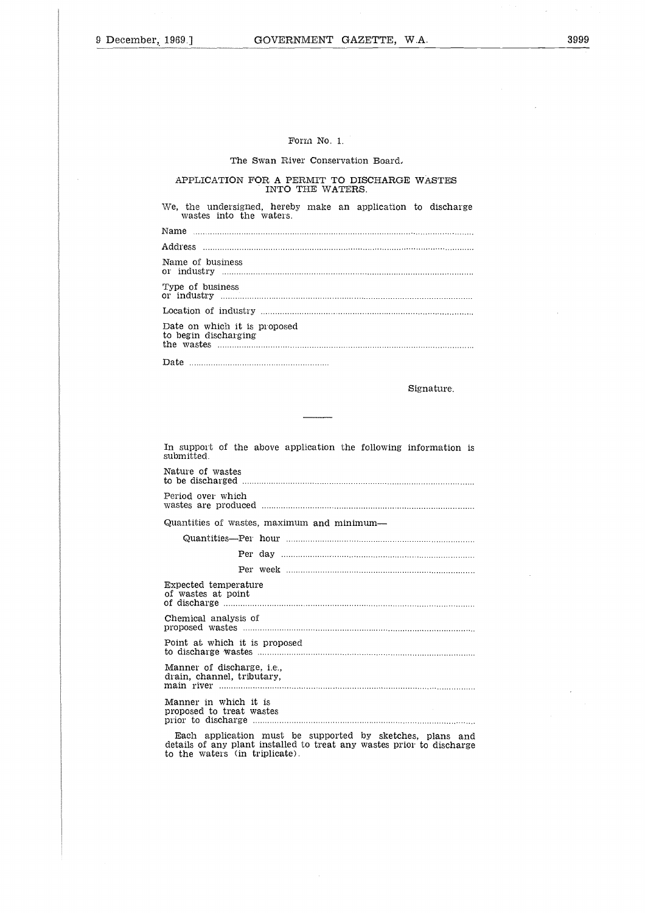Form No. 1.

The Swan River Conservation Board.

## APPLICATION FOR A PERMIT TO DISCHARGE WASTES INTO THE WATERS.

We, the undersigned, hereby make an application to discharge wastes into the waters.

Name ........................................................................................................................

Address ........................................................................................................................

Name of business or industry ........................................................................................................................

Type of business or industry ........................................................................................................................

Location of industry ........................................................................................................................

Date on which it is proposed to begin discharging the wastes ........................................................................................................................

Date ..............................................................

Signature.

---

In support of the above application the following information is submitted.

Nature of wastes to be discharged ........................................................................................................................

Period over which wastes are produced ........................................................................................................................

Quantities of wastes, maximum and minimum—

Quantities—Per hour ..................................................................................

Per day ..................................................................................

Per week ..................................................................................

Expected temperature of wastes at point of discharge ........................................................................................................................

Chemical analysis of proposed wastes ........................................................................................................................

Point at which it is proposed to discharge wastes ........................................................................................................................

Manner of discharge, i.e., drain, channel, tributary, main river ........................................................................................................................

Manner in which it is proposed to treat wastes prior to discharge ........................................................................................................................

Each application must be supported by sketches, plans and details of any plant installed to treat any wastes prior to discharge to the waters (in triplicate).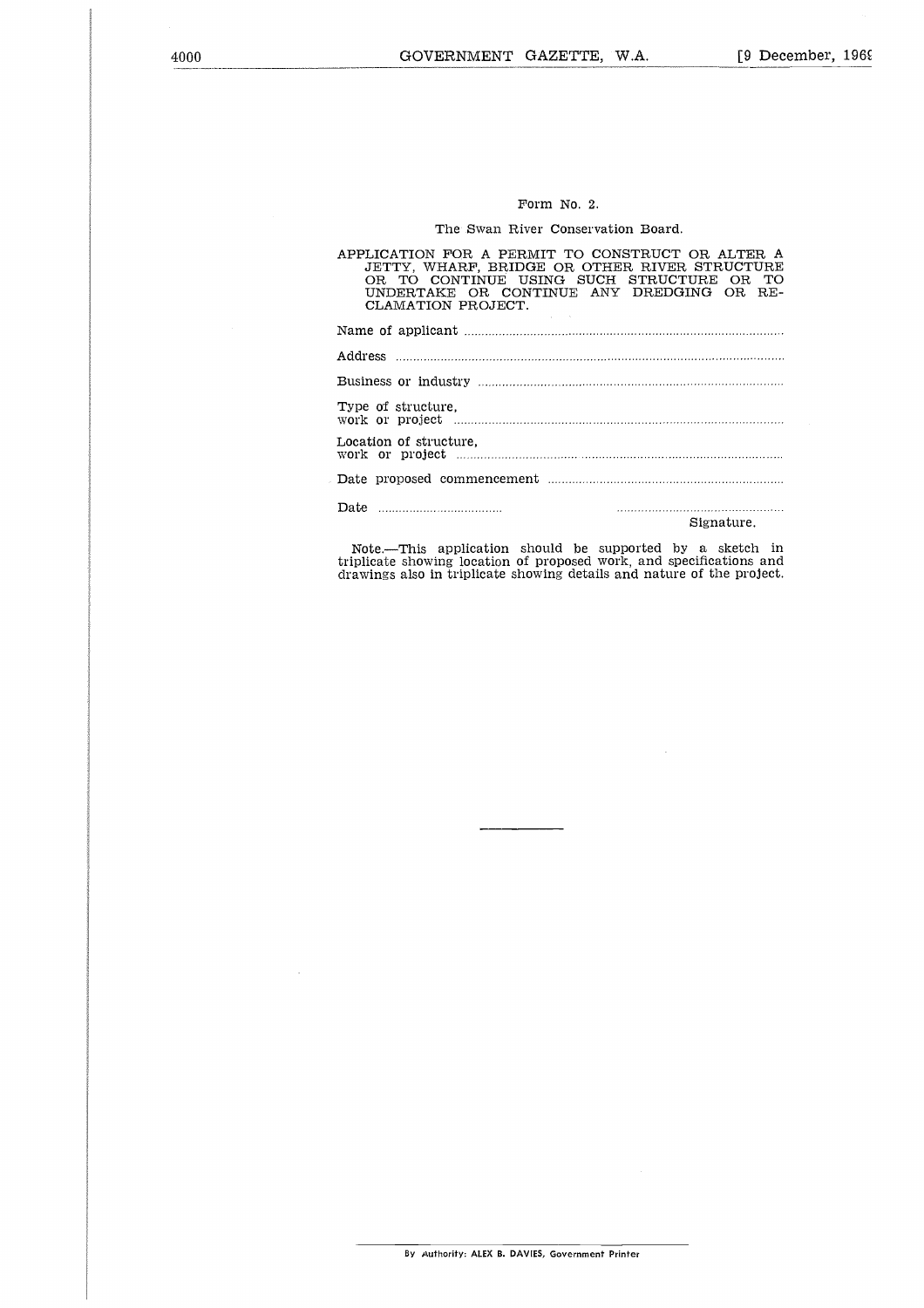Form No. 2.

The Swan River Conservation Board.

APPLICATION FOR A PERMIT TO CONSTRUCT OR ALTER A JETTY, WHARF, BRIDGE OR OTHER RIVER STRUCTURE OR TO CONTINUE USING SUCH STRUCTURE OR TO UNDERTAKE OR CONTINUE ANY DREDGING OR RECLAMATION PROJECT.

Name of applicant ..........................................................................................

Address ..........................................................................................................

Business or industry ......................................................................................

Type of structure,
work or project ..............................................................................................

Location of structure,
work or project ..............................................................................................

Date proposed commencement ......................................................................

Date .................................... ................................................
Signature.

Note.—This application should be supported by a sketch in triplicate showing location of proposed work, and specifications and drawings also in triplicate showing details and nature of the project.

By Authority: ALEX B. DAVIES, Government Printer